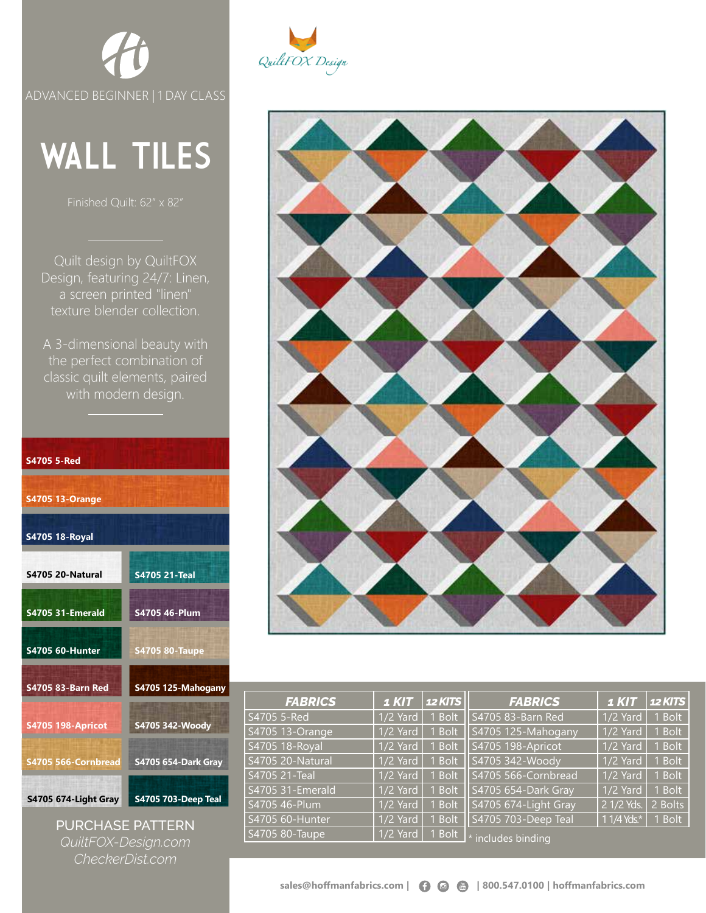ADVANCED BEGINNER | 1 DAY CLASS

# WALL TILES

Finished Quilt: 62" x 82"

Quilt design by QuiltFOX Design, featuring 24/7: Linen, a screen printed "linen" texture blender collection.

A 3-dimensional beauty with the perfect combination of classic quilt elements, paired with modern design.

- S4705 5-Red
- S4705 13-Orange
- S4705 18-Royal
- S4705 20-Natural
- S4705 21-Teal
- S4705 31-Emerald
- S4705 46-Plum
- S4705 60-Hunter
- S4705 80-Taupe
- S4705 83-Barn Red
- S4705 125-Mahogany
- S4705 198-Apricot
- S4705 342-Woody
- S4705 566-Cornbread
- S4705 654-Dark Gray
- S4705 674-Light Gray
- S4705 703-Deep Teal

PURCHASE PATTERN

*QuiltFOX-Design.com*

*CheckerDist.com*

QuiltFOX Design

| FABRICS | 1 KIT | 12 KITS |
|---|---|---|
| S4705 5-Red | 1/2 Yard | 1 Bolt |
| S4705 13-Orange | 1/2 Yard | 1 Bolt |
| S4705 18-Royal | 1/2 Yard | 1 Bolt |
| S4705 20-Natural | 1/2 Yard | 1 Bolt |
| S4705 21-Teal | 1/2 Yard | 1 Bolt |
| S4705 31-Emerald | 1/2 Yard | 1 Bolt |
| S4705 46-Plum | 1/2 Yard | 1 Bolt |
| S4705 60-Hunter | 1/2 Yard | 1 Bolt |
| S4705 80-Taupe | 1/2 Yard | 1 Bolt |
| S4705 83-Barn Red | 1/2 Yard | 1 Bolt |
| S4705 125-Mahogany | 1/2 Yard | 1 Bolt |
| S4705 198-Apricot | 1/2 Yard | 1 Bolt |
| S4705 342-Woody | 1/2 Yard | 1 Bolt |
| S4705 566-Cornbread | 1/2 Yard | 1 Bolt |
| S4705 654-Dark Gray | 1/2 Yard | 1 Bolt |
| S4705 674-Light Gray | 2 1/2 Yds. | 2 Bolts |
| S4705 703-Deep Teal | 1 1/4 Yds.* | 1 Bolt |

\* includes binding

sales@hoffmanfabrics.com | 800.547.0100 | hoffmanfabrics.com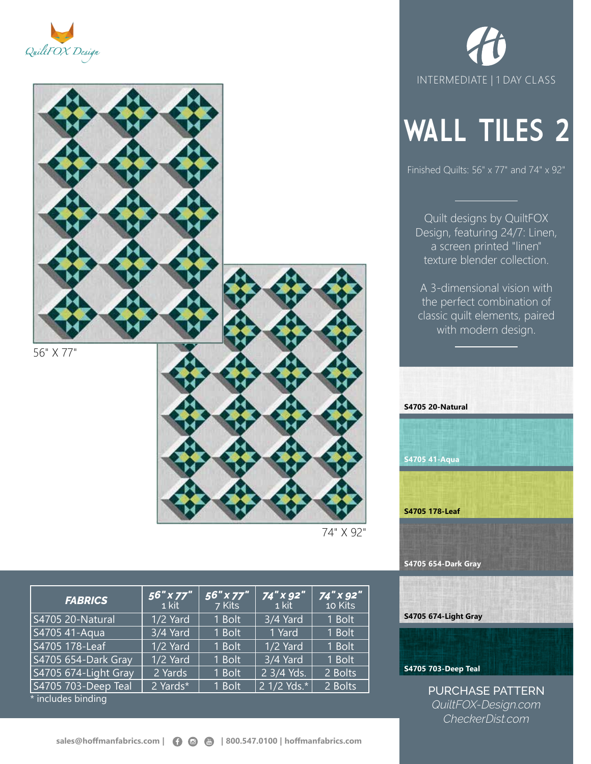QuiltFOX Design

56" X 77"

74" X 92"

INTERMEDIATE | 1 DAY CLASS

# WALL TILES 2

Finished Quilts: 56" x 77" and 74" x 92"

Quilt designs by QuiltFOX Design, featuring 24/7: Linen, a screen printed "linen" texture blender collection.

A 3-dimensional vision with the perfect combination of classic quilt elements, paired with modern design.

**S4705 20-Natural**

**S4705 41-Aqua**

**S4705 178-Leaf**

**S4705 654-Dark Gray**

**S4705 674-Light Gray**

**S4705 703-Deep Teal**

| *FABRICS* | *56" x 77"* 1 kit | *56" x 77"* 7 Kits | *74" x 92"* 1 kit | *74" x 92"* 10 Kits |
|---|---|---|---|---|
| S4705 20-Natural | 1/2 Yard | 1 Bolt | 3/4 Yard | 1 Bolt |
| S4705 41-Aqua | 3/4 Yard | 1 Bolt | 1 Yard | 1 Bolt |
| S4705 178-Leaf | 1/2 Yard | 1 Bolt | 1/2 Yard | 1 Bolt |
| S4705 654-Dark Gray | 1/2 Yard | 1 Bolt | 3/4 Yard | 1 Bolt |
| S4705 674-Light Gray | 2 Yards | 1 Bolt | 2 3/4 Yds. | 2 Bolts |
| S4705 703-Deep Teal | 2 Yards* | 1 Bolt | 2 1/2 Yds.* | 2 Bolts |

* includes binding

PURCHASE PATTERN
*QuiltFOX-Design.com*
*CheckerDist.com*

**sales@hoffmanfabrics.com | | 800.547.0100 | hoffmanfabrics.com**